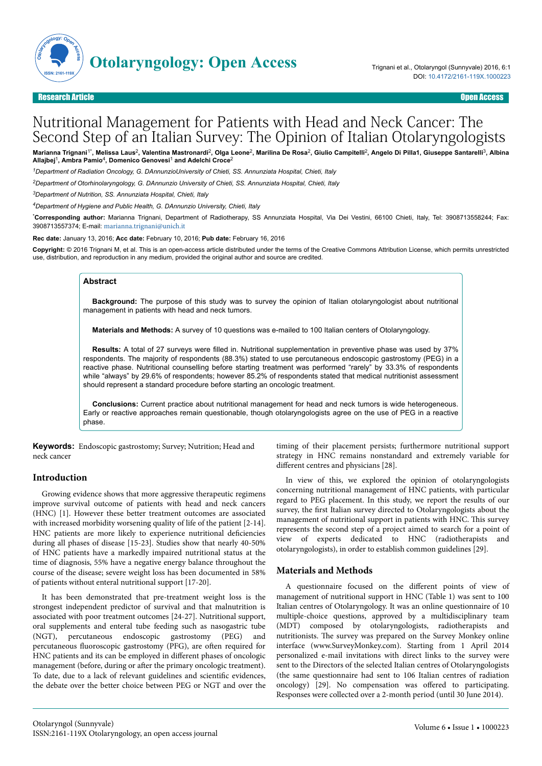# Nutritional Management for Patients with Head and Neck Cancer: The Second Step of an Italian Survey: The Opinion of Italian Otolaryngologists

**Marianna Trignani[1*], Melissa Laus[2], Valentina Mastronardi[2], Olga Leone[2], Marilina De Rosa[2], Giulio Campitelli[2], Angelo Di Pilla1, Giuseppe Santarelli[3], Albina Allajbej[1], Ambra Pamio[4], Domenico Genovesi[1] and Adelchi Croce[2]**

[1]*Department of Radiation Oncology, G. DAnnunzioUniversity of Chieti, SS. Annunziata Hospital, Chieti, Italy*

[2]*Department of Otorhinolaryngology, G. DAnnunzio University of Chieti, SS. Annunziata Hospital, Chieti, Italy*

[3]*Department of Nutrition, SS. Annunziata Hospital, Chieti, Italy*

[4]*Department of Hygiene and Public Health, G. DAnnunzio University, Chieti, Italy*

[*]**Corresponding author:** Marianna Trignani, Department of Radiotherapy, SS Annunziata Hospital, Via Dei Vestini, 66100 Chieti, Italy, Tel: 3908713558244; Fax: 3908713557374; E-mail: marianna.trignani@unich.it

**Rec date:** January 13, 2016; **Acc date:** February 10, 2016; **Pub date:** February 16, 2016

**Copyright:** © 2016 Trignani M, et al. This is an open-access article distributed under the terms of the Creative Commons Attribution License, which permits unrestricted use, distribution, and reproduction in any medium, provided the original author and source are credited.

## Abstract

**Background:** The purpose of this study was to survey the opinion of Italian otolaryngologist about nutritional management in patients with head and neck tumors.

**Materials and Methods:** A survey of 10 questions was e-mailed to 100 Italian centers of Otolaryngology.

**Results:** A total of 27 surveys were filled in. Nutritional supplementation in preventive phase was used by 37% respondents. The majority of respondents (88.3%) stated to use percutaneous endoscopic gastrostomy (PEG) in a reactive phase. Nutritional counselling before starting treatment was performed "rarely" by 33.3% of respondents while "always" by 29.6% of respondents; however 85.2% of respondents stated that medical nutritionist assessment should represent a standard procedure before starting an oncologic treatment.

**Conclusions:** Current practice about nutritional management for head and neck tumors is wide heterogeneous. Early or reactive approaches remain questionable, though otolaryngologists agree on the use of PEG in a reactive phase.

**Keywords:** Endoscopic gastrostomy; Survey; Nutrition; Head and neck cancer

## Introduction

Growing evidence shows that more aggressive therapeutic regimens improve survival outcome of patients with head and neck cancers (HNC) [1]. However these better treatment outcomes are associated with increased morbidity worsening quality of life of the patient [2-14]. HNC patients are more likely to experience nutritional deficiencies during all phases of disease [15-23]. Studies show that nearly 40-50% of HNC patients have a markedly impaired nutritional status at the time of diagnosis, 55% have a negative energy balance throughout the course of the disease; severe weight loss has been documented in 58% of patients without enteral nutritional support [17-20].

It has been demonstrated that pre-treatment weight loss is the strongest independent predictor of survival and that malnutrition is associated with poor treatment outcomes [24-27]. Nutritional support, oral supplements and enteral tube feeding such as nasogastric tube (NGT), percutaneous endoscopic gastrostomy (PEG) and percutaneous fluoroscopic gastrostomy (PFG), are often required for HNC patients and its can be employed in different phases of oncologic management (before, during or after the primary oncologic treatment). To date, due to a lack of relevant guidelines and scientific evidences, the debate over the better choice between PEG or NGT and over the timing of their placement persists; furthermore nutritional support strategy in HNC remains nonstandard and extremely variable for different centres and physicians [28].

In view of this, we explored the opinion of otolaryngologists concerning nutritional management of HNC patients, with particular regard to PEG placement. In this study, we report the results of our survey, the first Italian survey directed to Otolaryngologists about the management of nutritional support in patients with HNC. This survey represents the second step of a project aimed to search for a point of view of experts dedicated to HNC (radiotherapists and otolaryngologists), in order to establish common guidelines [29].

## Materials and Methods

A questionnaire focused on the different points of view of management of nutritional support in HNC (Table 1) was sent to 100 Italian centres of Otolaryngology. It was an online questionnaire of 10 multiple-choice questions, approved by a multidisciplinary team (MDT) composed by otolaryngologists, radiotherapists and nutritionists. The survey was prepared on the Survey Monkey online interface (www.SurveyMonkey.com). Starting from 1 April 2014 personalized e-mail invitations with direct links to the survey were sent to the Directors of the selected Italian centres of Otolaryngologists (the same questionnaire had sent to 106 Italian centres of radiation oncology) [29]. No compensation was offered to participating. Responses were collected over a 2-month period (until 30 June 2014).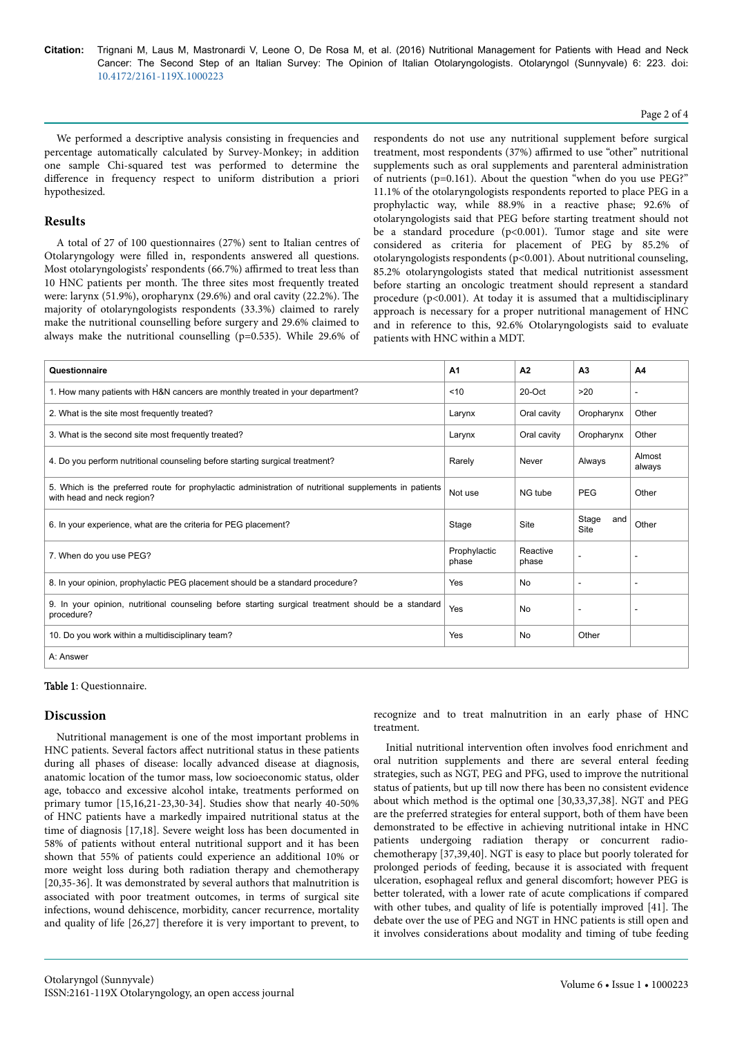We performed a descriptive analysis consisting in frequencies and percentage automatically calculated by Survey-Monkey; in addition one sample Chi-squared test was performed to determine the difference in frequency respect to uniform distribution a priori hypothesized.

## Results

A total of 27 of 100 questionnaires (27%) sent to Italian centres of Otolaryngology were filled in, respondents answered all questions. Most otolaryngologists' respondents (66.7%) affirmed to treat less than 10 HNC patients per month. The three sites most frequently treated were: larynx (51.9%), oropharynx (29.6%) and oral cavity (22.2%). The majority of otolaryngologists respondents (33.3%) claimed to rarely make the nutritional counselling before surgery and 29.6% claimed to always make the nutritional counselling (p=0.535). While 29.6% of respondents do not use any nutritional supplement before surgical treatment, most respondents (37%) affirmed to use "other" nutritional supplements such as oral supplements and parenteral administration of nutrients (p=0.161). About the question "when do you use PEG?" 11.1% of the otolaryngologists respondents reported to place PEG in a prophylactic way, while 88.9% in a reactive phase; 92.6% of otolaryngologists said that PEG before starting treatment should not be a standard procedure (p<0.001). Tumor stage and site were considered as criteria for placement of PEG by 85.2% of otolaryngologists respondents (p<0.001). About nutritional counseling, 85.2% otolaryngologists stated that medical nutritionist assessment before starting an oncologic treatment should represent a standard procedure (p<0.001). At today it is assumed that a multidisciplinary approach is necessary for a proper nutritional management of HNC and in reference to this, 92.6% Otolaryngologists said to evaluate patients with HNC within a MDT.

| Questionnaire | A1 | A2 | A3 | A4 |
|---|---|---|---|---|
| 1. How many patients with H&N cancers are monthly treated in your department? | <10 | 20-Oct | >20 | - |
| 2. What is the site most frequently treated? | Larynx | Oral cavity | Oropharynx | Other |
| 3. What is the second site most frequently treated? | Larynx | Oral cavity | Oropharynx | Other |
| 4. Do you perform nutritional counseling before starting surgical treatment? | Rarely | Never | Always | Almost always |
| 5. Which is the preferred route for prophylactic administration of nutritional supplements in patients with head and neck region? | Not use | NG tube | PEG | Other |
| 6. In your experience, what are the criteria for PEG placement? | Stage | Site | Stage and Site | Other |
| 7. When do you use PEG? | Prophylactic phase | Reactive phase | - | - |
| 8. In your opinion, prophylactic PEG placement should be a standard procedure? | Yes | No | - | - |
| 9. In your opinion, nutritional counseling before starting surgical treatment should be a standard procedure? | Yes | No | - | - |
| 10. Do you work within a multidisciplinary team? | Yes | No | Other | |
| A: Answer | | | | |

**Table 1**: Questionnaire.

## Discussion

Nutritional management is one of the most important problems in HNC patients. Several factors affect nutritional status in these patients during all phases of disease: locally advanced disease at diagnosis, anatomic location of the tumor mass, low socioeconomic status, older age, tobacco and excessive alcohol intake, treatments performed on primary tumor [15,16,21-23,30-34]. Studies show that nearly 40-50% of HNC patients have a markedly impaired nutritional status at the time of diagnosis [17,18]. Severe weight loss has been documented in 58% of patients without enteral nutritional support and it has been shown that 55% of patients could experience an additional 10% or more weight loss during both radiation therapy and chemotherapy [20,35-36]. It was demonstrated by several authors that malnutrition is associated with poor treatment outcomes, in terms of surgical site infections, wound dehiscence, morbidity, cancer recurrence, mortality and quality of life [26,27] therefore it is very important to prevent, to recognize and to treat malnutrition in an early phase of HNC treatment.

Initial nutritional intervention often involves food enrichment and oral nutrition supplements and there are several enteral feeding strategies, such as NGT, PEG and PFG, used to improve the nutritional status of patients, but up till now there has been no consistent evidence about which method is the optimal one [30,33,37,38]. NGT and PEG are the preferred strategies for enteral support, both of them have been demonstrated to be effective in achieving nutritional intake in HNC patients undergoing radiation therapy or concurrent radio-chemotherapy [37,39,40]. NGT is easy to place but poorly tolerated for prolonged periods of feeding, because it is associated with frequent ulceration, esophageal reflux and general discomfort; however PEG is better tolerated, with a lower rate of acute complications if compared with other tubes, and quality of life is potentially improved [41]. The debate over the use of PEG and NGT in HNC patients is still open and it involves considerations about modality and timing of tube feeding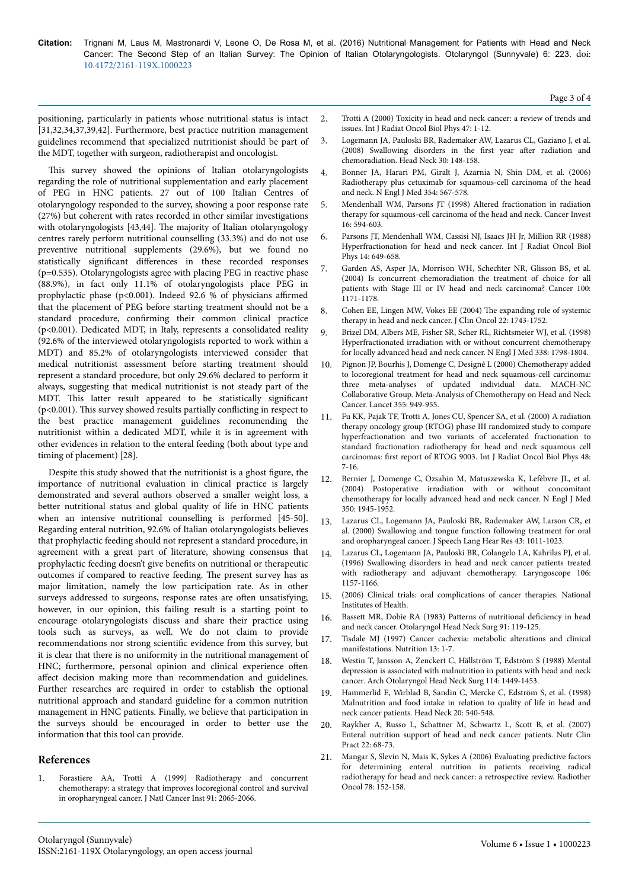positioning, particularly in patients whose nutritional status is intact [31,32,34,37,39,42]. Furthermore, best practice nutrition management guidelines recommend that specialized nutritionist should be part of the MDT, together with surgeon, radiotherapist and oncologist.

This survey showed the opinions of Italian otolaryngologists regarding the role of nutritional supplementation and early placement of PEG in HNC patients. 27 out of 100 Italian Centres of otolaryngology responded to the survey, showing a poor response rate (27%) but coherent with rates recorded in other similar investigations with otolaryngologists [43,44]. The majority of Italian otolaryngology centres rarely perform nutritional counselling (33.3%) and do not use preventive nutritional supplements (29.6%), but we found no statistically significant differences in these recorded responses ($p=0.535$). Otolaryngologists agree with placing PEG in reactive phase (88.9%), in fact only 11.1% of otolaryngologists place PEG in prophylactic phase ($p<0.001$). Indeed 92.6 % of physicians affirmed that the placement of PEG before starting treatment should not be a standard procedure, confirming their common clinical practice ($p<0.001$). Dedicated MDT, in Italy, represents a consolidated reality (92.6% of the interviewed otolaryngologists reported to work within a MDT) and 85.2% of otolaryngologists interviewed consider that medical nutritionist assessment before starting treatment should represent a standard procedure, but only 29.6% declared to perform it always, suggesting that medical nutritionist is not steady part of the MDT. This latter result appeared to be statistically significant ($p<0.001$). This survey showed results partially conflicting in respect to the best practice management guidelines recommending the nutritionist within a dedicated MDT, while it is in agreement with other evidences in relation to the enteral feeding (both about type and timing of placement) [28].

Despite this study showed that the nutritionist is a ghost figure, the importance of nutritional evaluation in clinical practice is largely demonstrated and several authors observed a smaller weight loss, a better nutritional status and global quality of life in HNC patients when an intensive nutritional counselling is performed [45-50]. Regarding enteral nutrition, 92.6% of Italian otolaryngologists believes that prophylactic feeding should not represent a standard procedure, in agreement with a great part of literature, showing consensus that prophylactic feeding doesn't give benefits on nutritional or therapeutic outcomes if compared to reactive feeding. The present survey has as major limitation, namely the low participation rate. As in other surveys addressed to surgeons, response rates are often unsatisfying; however, in our opinion, this failing result is a starting point to encourage otolaryngologists discuss and share their practice using tools such as surveys, as well. We do not claim to provide recommendations nor strong scientific evidence from this survey, but it is clear that there is no uniformity in the nutritional management of HNC; furthermore, personal opinion and clinical experience often affect decision making more than recommendation and guidelines. Further researches are required in order to establish the optional nutritional approach and standard guideline for a common nutrition management in HNC patients. Finally, we believe that participation in the surveys should be encouraged in order to better use the information that this tool can provide.

## References

1. Forastiere AA, Trotti A (1999) Radiotherapy and concurrent chemotherapy: a strategy that improves locoregional control and survival in oropharyngeal cancer. J Natl Cancer Inst 91: 2065-2066.
2. Trotti A (2000) Toxicity in head and neck cancer: a review of trends and issues. Int J Radiat Oncol Biol Phys 47: 1-12.
3. Logemann JA, Pauloski BR, Rademaker AW, Lazarus CL, Gaziano J, et al. (2008) Swallowing disorders in the first year after radiation and chemoradiation. Head Neck 30: 148-158.
4. Bonner JA, Harari PM, Giralt J, Azarnia N, Shin DM, et al. (2006) Radiotherapy plus cetuximab for squamous-cell carcinoma of the head and neck. N Engl J Med 354: 567-578.
5. Mendenhall WM, Parsons JT (1998) Altered fractionation in radiation therapy for squamous-cell carcinoma of the head and neck. Cancer Invest 16: 594-603.
6. Parsons JT, Mendenhall WM, Cassisi NJ, Isaacs JH Jr, Million RR (1988) Hyperfractionation for head and neck cancer. Int J Radiat Oncol Biol Phys 14: 649-658.
7. Garden AS, Asper JA, Morrison WH, Schechter NR, Glisson BS, et al. (2004) Is concurrent chemoradiation the treatment of choice for all patients with Stage III or IV head and neck carcinoma? Cancer 100: 1171-1178.
8. Cohen EE, Lingen MW, Vokes EE (2004) The expanding role of systemic therapy in head and neck cancer. J Clin Oncol 22: 1743-1752.
9. Brizel DM, Albers ME, Fisher SR, Scher RL, Richtsmeier WJ, et al. (1998) Hyperfractionated irradiation with or without concurrent chemotherapy for locally advanced head and neck cancer. N Engl J Med 338: 1798-1804.
10. Pignon JP, Bourhis J, Domenge C, Designé L (2000) Chemotherapy added to locoregional treatment for head and neck squamous-cell carcinoma: three meta-analyses of updated individual data. MACH-NC Collaborative Group. Meta-Analysis of Chemotherapy on Head and Neck Cancer. Lancet 355: 949-955.
11. Fu KK, Pajak TF, Trotti A, Jones CU, Spencer SA, et al. (2000) A radiation therapy oncology group (RTOG) phase III randomized study to compare hyperfractionation and two variants of accelerated fractionation to standard fractionation radiotherapy for head and neck squamous cell carcinomas: first report of RTOG 9003. Int J Radiat Oncol Biol Phys 48: 7-16.
12. Bernier J, Domenge C, Ozsahin M, Matuszewska K, Lefèbvre JL, et al. (2004) Postoperative irradiation with or without concomitant chemotherapy for locally advanced head and neck cancer. N Engl J Med 350: 1945-1952.
13. Lazarus CL, Logemann JA, Pauloski BR, Rademaker AW, Larson CR, et al. (2000) Swallowing and tongue function following treatment for oral and oropharyngeal cancer. J Speech Lang Hear Res 43: 1011-1023.
14. Lazarus CL, Logemann JA, Pauloski BR, Colangelo LA, Kahrilas PJ, et al. (1996) Swallowing disorders in head and neck cancer patients treated with radiotherapy and adjuvant chemotherapy. Laryngoscope 106: 1157-1166.
15. (2006) Clinical trials: oral complications of cancer therapies. National Institutes of Health.
16. Bassett MR, Dobie RA (1983) Patterns of nutritional deficiency in head and neck cancer. Otolaryngol Head Neck Surg 91: 119-125.
17. Tisdale MJ (1997) Cancer cachexia: metabolic alterations and clinical manifestations. Nutrition 13: 1-7.
18. Westin T, Jansson A, Zenckert C, Hällström T, Edström S (1988) Mental depression is associated with malnutrition in patients with head and neck cancer. Arch Otolaryngol Head Neck Surg 114: 1449-1453.
19. Hammerlid E, Wirblad B, Sandin C, Mercke C, Edström S, et al. (1998) Malnutrition and food intake in relation to quality of life in head and neck cancer patients. Head Neck 20: 540-548.
20. Raykher A, Russo L, Schattner M, Schwartz L, Scott B, et al. (2007) Enteral nutrition support of head and neck cancer patients. Nutr Clin Pract 22: 68-73.
21. Mangar S, Slevin N, Mais K, Sykes A (2006) Evaluating predictive factors for determining enteral nutrition in patients receiving radical radiotherapy for head and neck cancer: a retrospective review. Radiother Oncol 78: 152-158.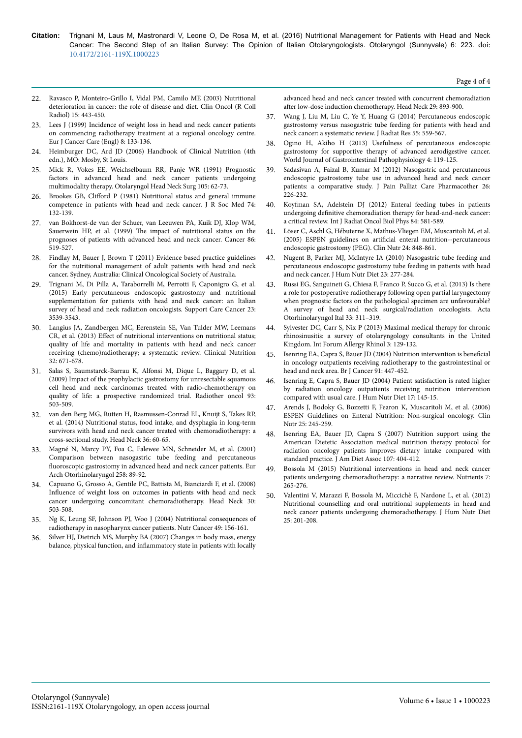22. Ravasco P, Monteiro-Grillo I, Vidal PM, Camilo ME (2003) Nutritional deterioration in cancer: the role of disease and diet. Clin Oncol (R Coll Radiol) 15: 443-450.
23. Lees J (1999) Incidence of weight loss in head and neck cancer patients on commencing radiotherapy treatment at a regional oncology centre. Eur J Cancer Care (Engl) 8: 133-136.
24. Heimburger DC, Ard JD (2006) Handbook of Clinical Nutrition (4th edn.), MO: Mosby, St Louis.
25. Mick R, Vokes EE, Weichselbaum RR, Panje WR (1991) Prognostic factors in advanced head and neck cancer patients undergoing multimodality therapy. Otolaryngol Head Neck Surg 105: 62-73.
26. Brookes GB, Clifford P (1981) Nutritional status and general immune competence in patients with head and neck cancer. J R Soc Med 74: 132-139.
27. van Bokhorst-de van der Schuer, van Leeuwen PA, Kuik DJ, Klop WM, Sauerwein HP, et al. (1999) The impact of nutritional status on the prognoses of patients with advanced head and neck cancer. Cancer 86: 519-527.
28. Findlay M, Bauer J, Brown T (2011) Evidence based practice guidelines for the nutritional management of adult patients with head and neck cancer. Sydney, Australia: Clinical Oncological Society of Australia.
29. Trignani M, Di Pilla A, Taraborrelli M, Perrotti F, Caponigro G, et al. (2015) Early percutaneous endoscopic gastrostomy and nutritional supplementation for patients with head and neck cancer: an Italian survey of head and neck radiation oncologists. Support Care Cancer 23: 3539-3543.
30. Langius JA, Zandbergen MC, Eerenstein SE, Van Tulder MW, Leemans CR, et al. (2013) Effect of nutritional interventions on nutritional status; quality of life and mortality in patients with head and neck cancer receiving (chemo)radiotherapy; a systematic review. Clinical Nutrition 32: 671-678.
31. Salas S, Baumstarck-Barrau K, Alfonsi M, Dique L, Baggary D, et al. (2009) Impact of the prophylactic gastrostomy for unresectable squamous cell head and neck carcinomas treated with radio-chemotherapy on quality of life: a prospective randomized trial. Radiother oncol 93: 503-509.
32. van den Berg MG, Rütten H, Rasmussen-Conrad EL, Knuijt S, Takes RP, et al. (2014) Nutritional status, food intake, and dysphagia in long-term survivors with head and neck cancer treated with chemoradiotherapy: a cross-sectional study. Head Neck 36: 60-65.
33. Magné N, Marcy PY, Foa C, Falewee MN, Schneider M, et al. (2001) Comparison between nasogastric tube feeding and percutaneous fluoroscopic gastrostomy in advanced head and neck cancer patients. Eur Arch Otorhinolaryngol 258: 89-92.
34. Capuano G, Grosso A, Gentile PC, Battista M, Bianciardi F, et al. (2008) Influence of weight loss on outcomes in patients with head and neck cancer undergoing concomitant chemoradiotherapy. Head Neck 30: 503-508.
35. Ng K, Leung SF, Johnson PJ, Woo J (2004) Nutritional consequences of radiotherapy in nasopharynx cancer patients. Nutr Cancer 49: 156-161.
36. Silver HJ, Dietrich MS, Murphy BA (2007) Changes in body mass, energy balance, physical function, and inflammatory state in patients with locally advanced head and neck cancer treated with concurrent chemoradiation after low-dose induction chemotherapy. Head Neck 29: 893-900.
37. Wang J, Liu M, Liu C, Ye Y, Huang G (2014) Percutaneous endoscopic gastrostomy versus nasogastric tube feeding for patients with head and neck cancer: a systematic review. J Radiat Res 55: 559-567.
38. Ogino H, Akiho H (2013) Usefulness of percutaneous endoscopic gastrostomy for supportive therapy of advanced aerodigestive cancer. World Journal of Gastrointestinal Pathophysiology 4: 119-125.
39. Sadasivan A, Faizal B, Kumar M (2012) Nasogastric and percutaneous endoscopic gastrostomy tube use in advanced head and neck cancer patients: a comparative study. J Pain Palliat Care Pharmacother 26: 226-232.
40. Koyfman SA, Adelstein DJ (2012) Enteral feeding tubes in patients undergoing definitive chemoradiation therapy for head-and-neck cancer: a critical review. Int J Radiat Oncol Biol Phys 84: 581-589.
41. Löser C, Aschl G, Hébuterne X, Mathus-Vliegen EM, Muscaritoli M, et al. (2005) ESPEN guidelines on artificial enteral nutrition--percutaneous endoscopic gastrostomy (PEG). Clin Nutr 24: 848-861.
42. Nugent B, Parker MJ, McIntyre IA (2010) Nasogastric tube feeding and percutaneous endoscopic gastrostomy tube feeding in patients with head and neck cancer. J Hum Nutr Diet 23: 277-284.
43. Russi EG, Sanguineti G, Chiesa F, Franco P, Succo G, et al. (2013) Is there a role for postoperative radiotherapy following open partial laryngectomy when prognostic factors on the pathological specimen are unfavourable? A survey of head and neck surgical/radiation oncologists. Acta Otorhinolaryngol Ital 33: 311–319.
44. Sylvester DC, Carr S, Nix P (2013) Maximal medical therapy for chronic rhinosinusitis: a survey of otolaryngology consultants in the United Kingdom. Int Forum Allergy Rhinol 3: 129-132.
45. Isenring EA, Capra S, Bauer JD (2004) Nutrition intervention is beneficial in oncology outpatients receiving radiotherapy to the gastrointestinal or head and neck area. Br J Cancer 91: 447-452.
46. Isenring E, Capra S, Bauer JD (2004) Patient satisfaction is rated higher by radiation oncology outpatients receiving nutrition intervention compared with usual care. J Hum Nutr Diet 17: 145-15.
47. Arends J, Bodoky G, Bozzetti F, Fearon K, Muscaritoli M, et al. (2006) ESPEN Guidelines on Enteral Nutrition: Non-surgical oncology. Clin Nutr 25: 245-259.
48. Isenring EA, Bauer JD, Capra S (2007) Nutrition support using the American Dietetic Association medical nutrition therapy protocol for radiation oncology patients improves dietary intake compared with standard practice. J Am Diet Assoc 107: 404-412.
49. Bossola M (2015) Nutritional interventions in head and neck cancer patients undergoing chemoradiotherapy: a narrative review. Nutrients 7: 265-276.
50. Valentini V, Marazzi F, Bossola M, Miccichè F, Nardone L, et al. (2012) Nutritional counselling and oral nutritional supplements in head and neck cancer patients undergoing chemoradiotherapy. J Hum Nutr Diet 25: 201-208.